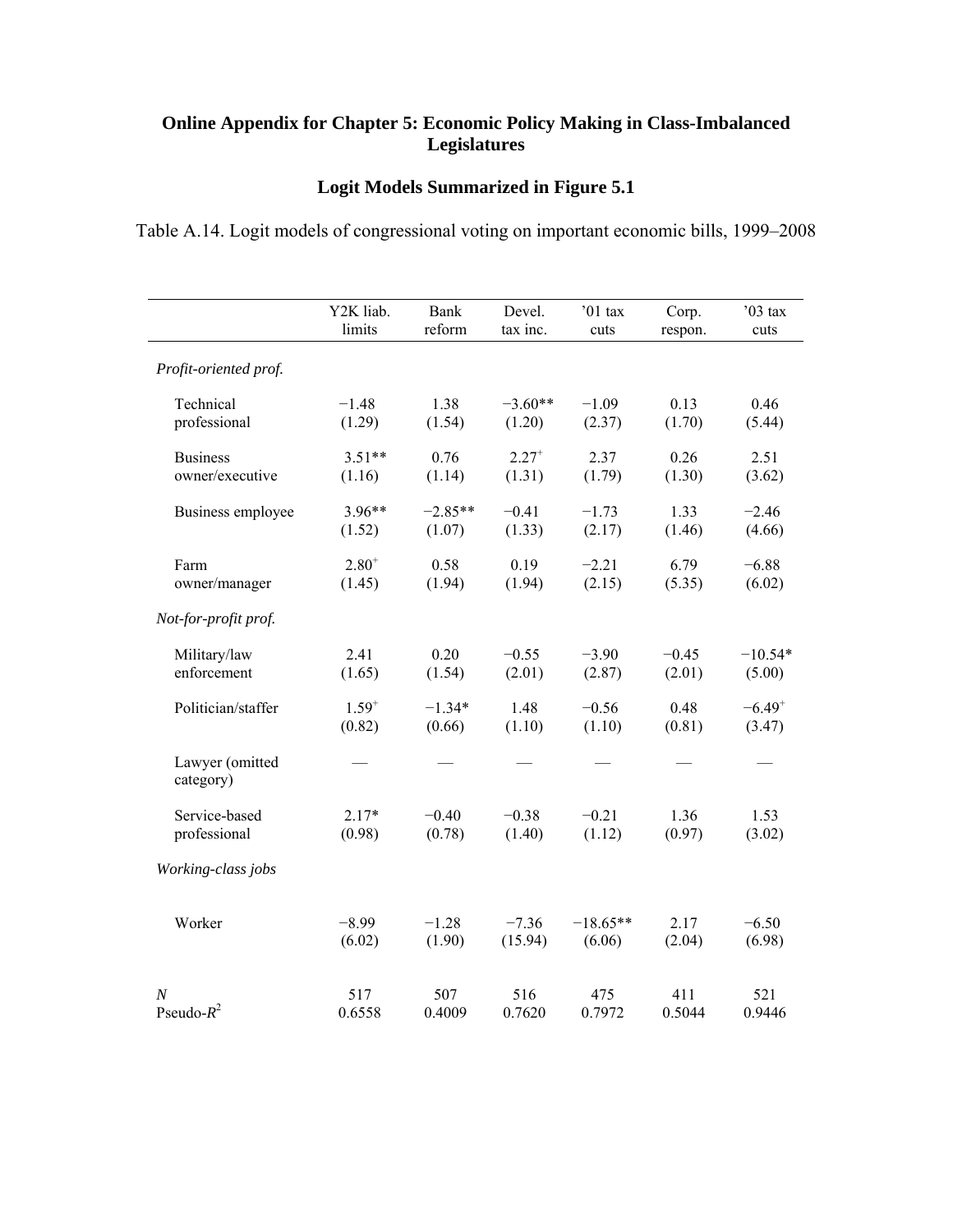# Online Appendix for Chapter 5: Economic Policy Making in Class-Imbalanced Legislatures

## Logit Models Summarized in Figure 5.1

Table A.14. Logit models of congressional voting on important economic bills, 1999–2008

| | Y2K liab. limits | Bank reform | Devel. tax inc. | '01 tax cuts | Corp. respon. | '03 tax cuts |
|---|---|---|---|---|---|---|
| *Profit-oriented prof.* | | | | | | |
| Technical professional | −1.48 (1.29) | 1.38 (1.54) | −3.60** (1.20) | −1.09 (2.37) | 0.13 (1.70) | 0.46 (5.44) |
| Business owner/executive | 3.51** (1.16) | 0.76 (1.14) | 2.27$^{+}$ (1.31) | 2.37 (1.79) | 0.26 (1.30) | 2.51 (3.62) |
| Business employee | 3.96** (1.52) | −2.85** (1.07) | −0.41 (1.33) | −1.73 (2.17) | 1.33 (1.46) | −2.46 (4.66) |
| Farm owner/manager | 2.80$^{+}$ (1.45) | 0.58 (1.94) | 0.19 (1.94) | −2.21 (2.15) | 6.79 (5.35) | −6.88 (6.02) |
| *Not-for-profit prof.* | | | | | | |
| Military/law enforcement | 2.41 (1.65) | 0.20 (1.54) | −0.55 (2.01) | −3.90 (2.87) | −0.45 (2.01) | −10.54* (5.00) |
| Politician/staffer | 1.59$^{+}$ (0.82) | −1.34* (0.66) | 1.48 (1.10) | −0.56 (1.10) | 0.48 (0.81) | −6.49$^{+}$ (3.47) |
| Lawyer (omitted category) | — | — | — | — | — | — |
| Service-based professional | 2.17* (0.98) | −0.40 (0.78) | −0.38 (1.40) | −0.21 (1.12) | 1.36 (0.97) | 1.53 (3.02) |
| *Working-class jobs* | | | | | | |
| Worker | −8.99 (6.02) | −1.28 (1.90) | −7.36 (15.94) | −18.65** (6.06) | 2.17 (2.04) | −6.50 (6.98) |
| *N* | 517 | 507 | 516 | 475 | 411 | 521 |
| Pseudo-$R^2$ | 0.6558 | 0.4009 | 0.7620 | 0.7972 | 0.5044 | 0.9446 |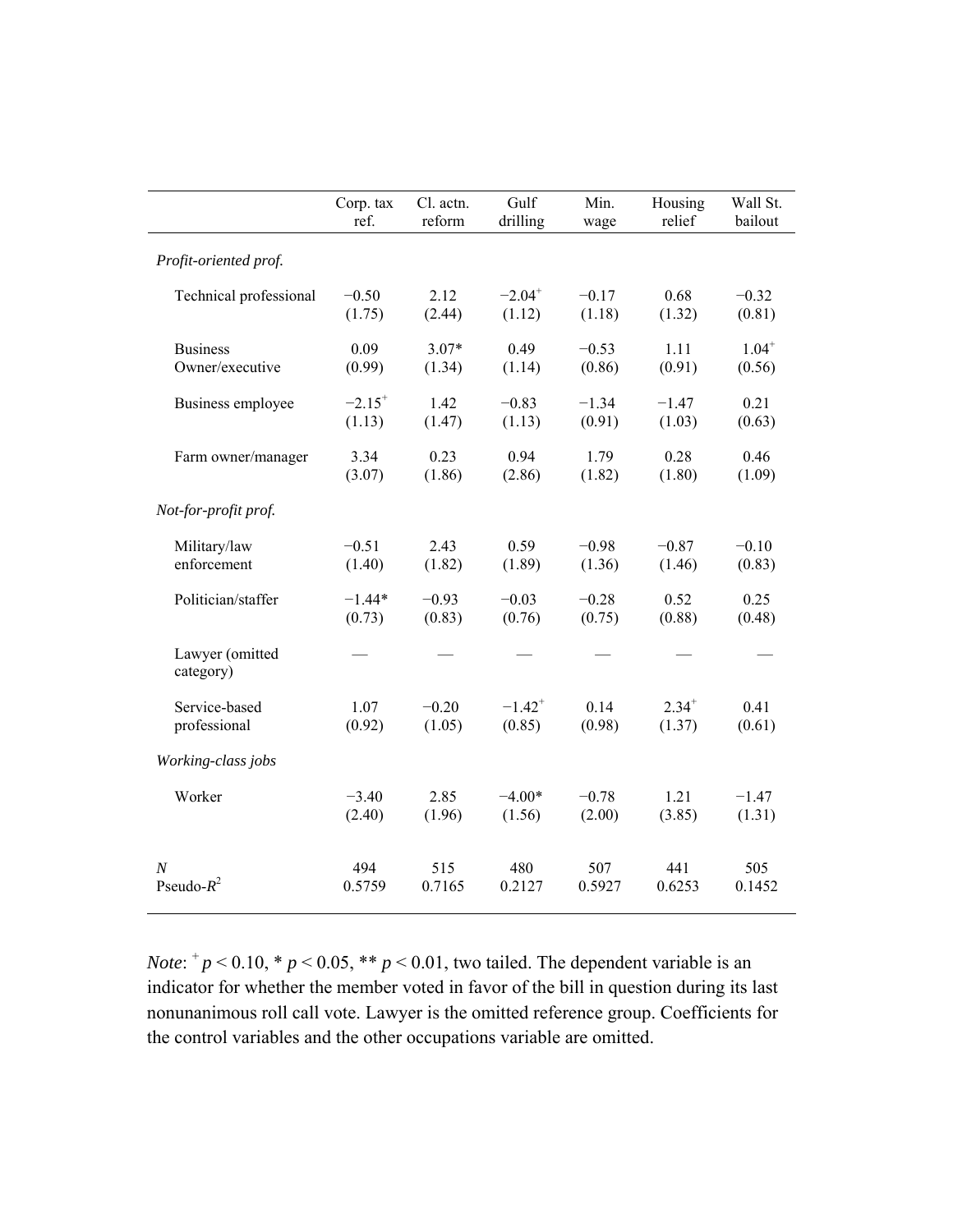| | Corp. tax ref. | Cl. actn. reform | Gulf drilling | Min. wage | Housing relief | Wall St. bailout |
|---|---|---|---|---|---|---|
| *Profit-oriented prof.* | | | | | | |
| Technical professional | −0.50 | 2.12 | $-2.04^{+}$ | −0.17 | 0.68 | −0.32 |
| | (1.75) | (2.44) | (1.12) | (1.18) | (1.32) | (0.81) |
| Business Owner/executive | 0.09 | 3.07* | 0.49 | −0.53 | 1.11 | $1.04^{+}$ |
| | (0.99) | (1.34) | (1.14) | (0.86) | (0.91) | (0.56) |
| Business employee | $-2.15^{+}$ | 1.42 | −0.83 | −1.34 | −1.47 | 0.21 |
| | (1.13) | (1.47) | (1.13) | (0.91) | (1.03) | (0.63) |
| Farm owner/manager | 3.34 | 0.23 | 0.94 | 1.79 | 0.28 | 0.46 |
| | (3.07) | (1.86) | (2.86) | (1.82) | (1.80) | (1.09) |
| *Not-for-profit prof.* | | | | | | |
| Military/law enforcement | −0.51 | 2.43 | 0.59 | −0.98 | −0.87 | −0.10 |
| | (1.40) | (1.82) | (1.89) | (1.36) | (1.46) | (0.83) |
| Politician/staffer | −1.44* | −0.93 | −0.03 | −0.28 | 0.52 | 0.25 |
| | (0.73) | (0.83) | (0.76) | (0.75) | (0.88) | (0.48) |
| Lawyer (omitted category) | — | — | — | — | — | — |
| Service-based professional | 1.07 | −0.20 | $-1.42^{+}$ | 0.14 | $2.34^{+}$ | 0.41 |
| | (0.92) | (1.05) | (0.85) | (0.98) | (1.37) | (0.61) |
| *Working-class jobs* | | | | | | |
| Worker | −3.40 | 2.85 | −4.00* | −0.78 | 1.21 | −1.47 |
| | (2.40) | (1.96) | (1.56) | (2.00) | (3.85) | (1.31) |
| *N* | 494 | 515 | 480 | 507 | 441 | 505 |
| Pseudo-$R^2$ | 0.5759 | 0.7165 | 0.2127 | 0.5927 | 0.6253 | 0.1452 |

*Note*: $^{+}$ $p < 0.10$, * $p < 0.05$, ** $p < 0.01$, two tailed. The dependent variable is an indicator for whether the member voted in favor of the bill in question during its last nonunanimous roll call vote. Lawyer is the omitted reference group. Coefficients for the control variables and the other occupations variable are omitted.